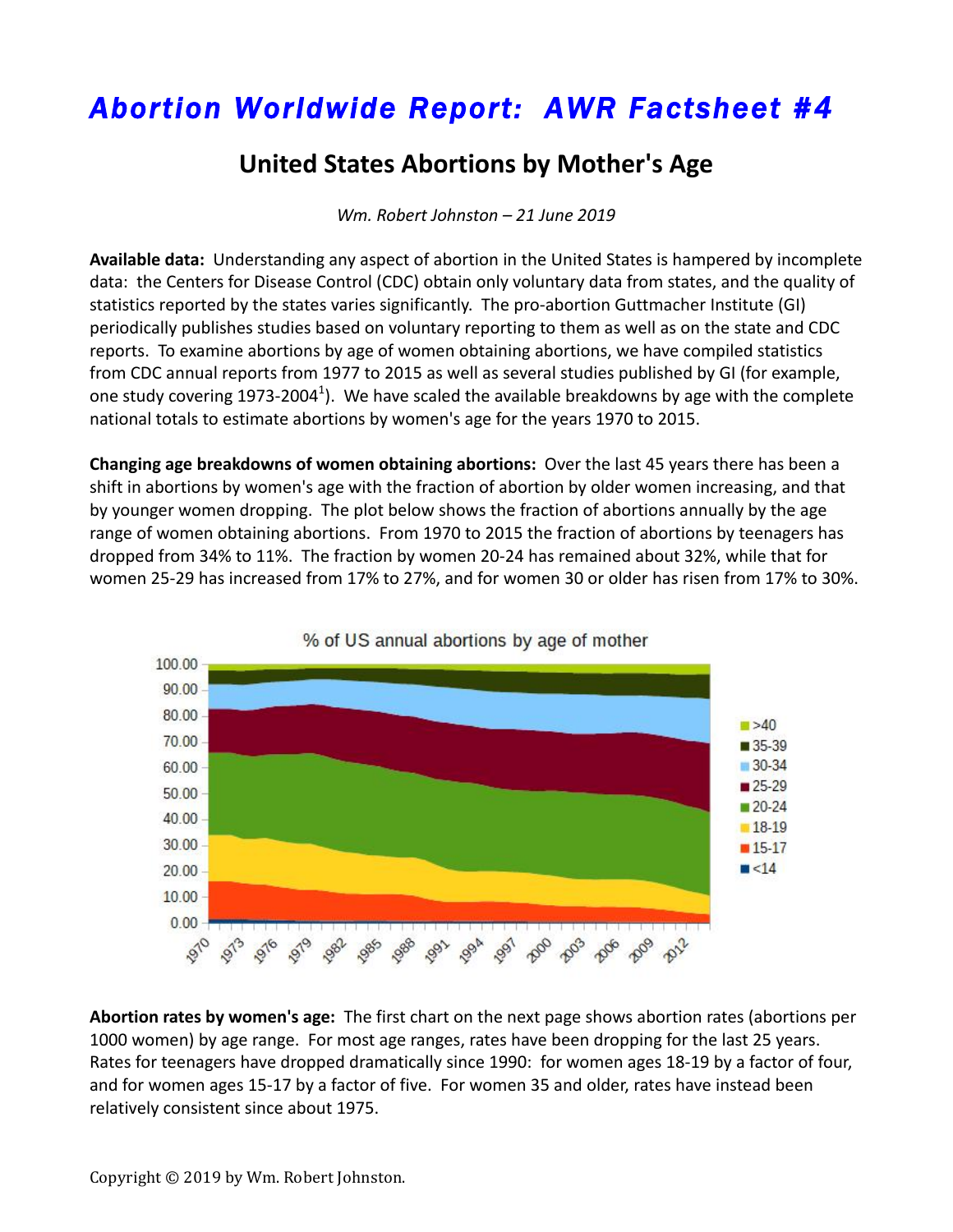# *Abortion Worldwide Report: AWR Factsheet #4*

## United States Abortions by Mother's Age

*Wm. Robert Johnston – 21 June 2019*

**Available data:** Understanding any aspect of abortion in the United States is hampered by incomplete data: the Centers for Disease Control (CDC) obtain only voluntary data from states, and the quality of statistics reported by the states varies significantly. The pro-abortion Guttmacher Institute (GI) periodically publishes studies based on voluntary reporting to them as well as on the state and CDC reports. To examine abortions by age of women obtaining abortions, we have compiled statistics from CDC annual reports from 1977 to 2015 as well as several studies published by GI (for example, one study covering 1973-2004[1]). We have scaled the available breakdowns by age with the complete national totals to estimate abortions by women's age for the years 1970 to 2015.

**Changing age breakdowns of women obtaining abortions:** Over the last 45 years there has been a shift in abortions by women's age with the fraction of abortion by older women increasing, and that by younger women dropping. The plot below shows the fraction of abortions annually by the age range of women obtaining abortions. From 1970 to 2015 the fraction of abortions by teenagers has dropped from 34% to 11%. The fraction by women 20-24 has remained about 32%, while that for women 25-29 has increased from 17% to 27%, and for women 30 or older has risen from 17% to 30%.

% of US annual abortions by age of mother

**Abortion rates by women's age:** The first chart on the next page shows abortion rates (abortions per 1000 women) by age range. For most age ranges, rates have been dropping for the last 25 years. Rates for teenagers have dropped dramatically since 1990: for women ages 18-19 by a factor of four, and for women ages 15-17 by a factor of five. For women 35 and older, rates have instead been relatively consistent since about 1975.

Copyright © 2019 by Wm. Robert Johnston.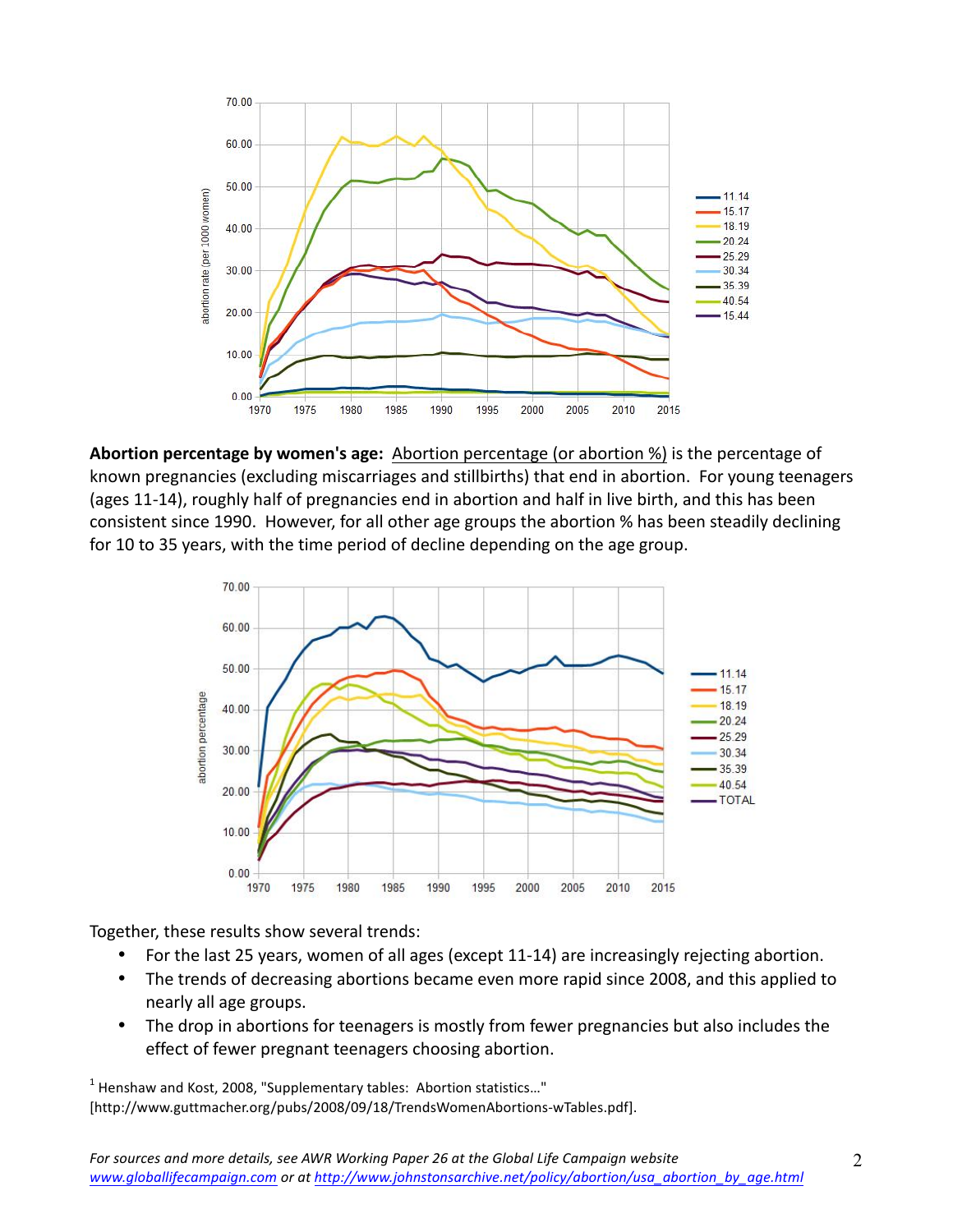70.00
60.00
50.00
40.00
30.00
20.00
10.00
0.00

abortion rate (per 1000 women)

1970 1975 1980 1985 1990 1995 2000 2005 2010 2015

11.14
15.17
18.19
20.24
25.29
30.34
35.39
40.54
15.44

**Abortion percentage by women's age:** Abortion percentage (or abortion %) is the percentage of known pregnancies (excluding miscarriages and stillbirths) that end in abortion. For young teenagers (ages 11-14), roughly half of pregnancies end in abortion and half in live birth, and this has been consistent since 1990. However, for all other age groups the abortion % has been steadily declining for 10 to 35 years, with the time period of decline depending on the age group.

70.00
60.00
50.00
40.00
30.00
20.00
10.00
0.00

abortion percentage

1970 1975 1980 1985 1990 1995 2000 2005 2010 2015

11.14
15.17
18.19
20.24
25.29
30.34
35.39
40.54
TOTAL

Together, these results show several trends:

- For the last 25 years, women of all ages (except 11-14) are increasingly rejecting abortion.
- The trends of decreasing abortions became even more rapid since 2008, and this applied to nearly all age groups.
- The drop in abortions for teenagers is mostly from fewer pregnancies but also includes the effect of fewer pregnant teenagers choosing abortion.

[1] Henshaw and Kost, 2008, "Supplementary tables: Abortion statistics…" [http://www.guttmacher.org/pubs/2008/09/18/TrendsWomenAbortions-wTables.pdf].

*For sources and more details, see AWR Working Paper 26 at the Global Life Campaign website www.globallifecampaign.com or at http://www.johnstonsarchive.net/policy/abortion/usa_abortion_by_age.html*